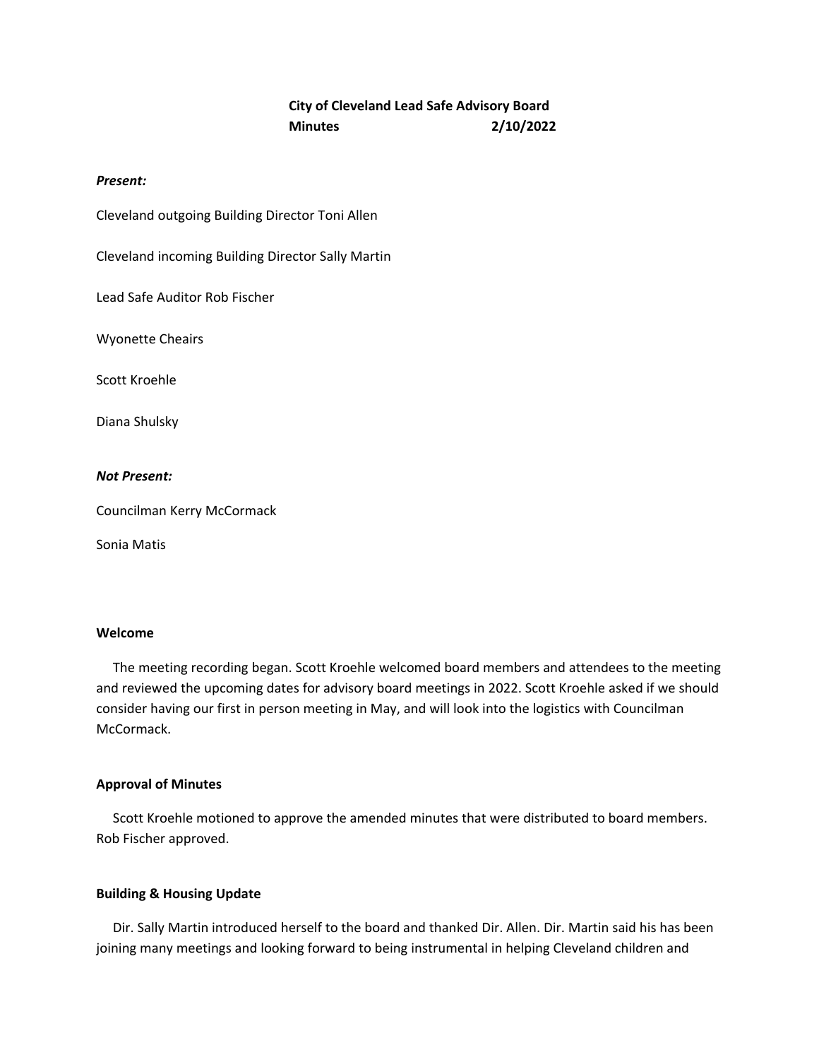# City of Cleveland Lead Safe Advisory Board

**Minutes 2/10/2022**

***Present:***

Cleveland outgoing Building Director Toni Allen

Cleveland incoming Building Director Sally Martin

Lead Safe Auditor Rob Fischer

Wyonette Cheairs

Scott Kroehle

Diana Shulsky

***Not Present:***

Councilman Kerry McCormack

Sonia Matis

**Welcome**

The meeting recording began. Scott Kroehle welcomed board members and attendees to the meeting and reviewed the upcoming dates for advisory board meetings in 2022. Scott Kroehle asked if we should consider having our first in person meeting in May, and will look into the logistics with Councilman McCormack.

**Approval of Minutes**

Scott Kroehle motioned to approve the amended minutes that were distributed to board members. Rob Fischer approved.

**Building & Housing Update**

Dir. Sally Martin introduced herself to the board and thanked Dir. Allen. Dir. Martin said his has been joining many meetings and looking forward to being instrumental in helping Cleveland children and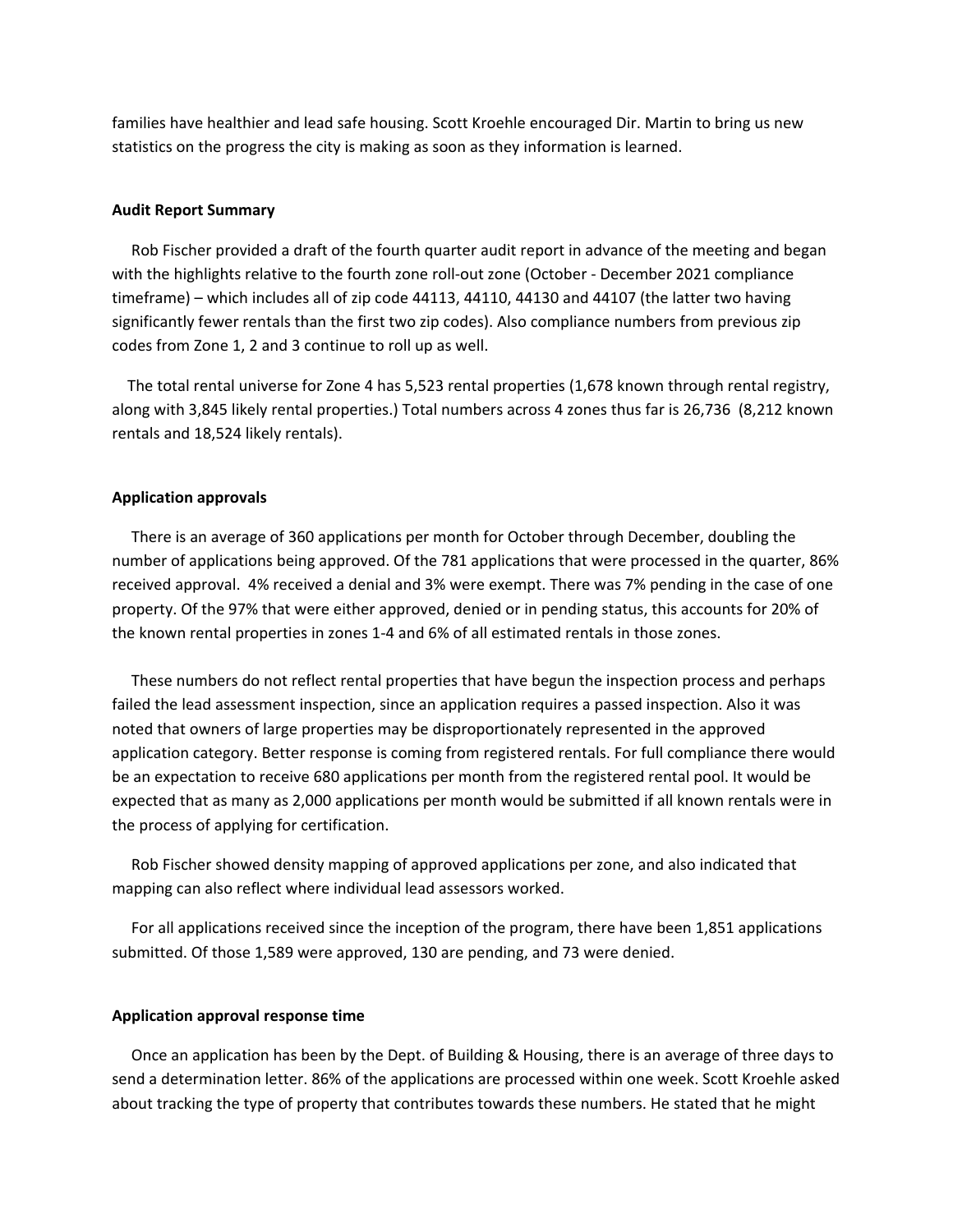families have healthier and lead safe housing. Scott Kroehle encouraged Dir. Martin to bring us new statistics on the progress the city is making as soon as they information is learned.

**Audit Report Summary**

Rob Fischer provided a draft of the fourth quarter audit report in advance of the meeting and began with the highlights relative to the fourth zone roll-out zone (October - December 2021 compliance timeframe) – which includes all of zip code 44113, 44110, 44130 and 44107 (the latter two having significantly fewer rentals than the first two zip codes). Also compliance numbers from previous zip codes from Zone 1, 2 and 3 continue to roll up as well.

The total rental universe for Zone 4 has 5,523 rental properties (1,678 known through rental registry, along with 3,845 likely rental properties.) Total numbers across 4 zones thus far is 26,736 (8,212 known rentals and 18,524 likely rentals).

**Application approvals**

There is an average of 360 applications per month for October through December, doubling the number of applications being approved. Of the 781 applications that were processed in the quarter, 86% received approval. 4% received a denial and 3% were exempt. There was 7% pending in the case of one property. Of the 97% that were either approved, denied or in pending status, this accounts for 20% of the known rental properties in zones 1-4 and 6% of all estimated rentals in those zones.

These numbers do not reflect rental properties that have begun the inspection process and perhaps failed the lead assessment inspection, since an application requires a passed inspection. Also it was noted that owners of large properties may be disproportionately represented in the approved application category. Better response is coming from registered rentals. For full compliance there would be an expectation to receive 680 applications per month from the registered rental pool. It would be expected that as many as 2,000 applications per month would be submitted if all known rentals were in the process of applying for certification.

Rob Fischer showed density mapping of approved applications per zone, and also indicated that mapping can also reflect where individual lead assessors worked.

For all applications received since the inception of the program, there have been 1,851 applications submitted. Of those 1,589 were approved, 130 are pending, and 73 were denied.

**Application approval response time**

Once an application has been by the Dept. of Building & Housing, there is an average of three days to send a determination letter. 86% of the applications are processed within one week. Scott Kroehle asked about tracking the type of property that contributes towards these numbers. He stated that he might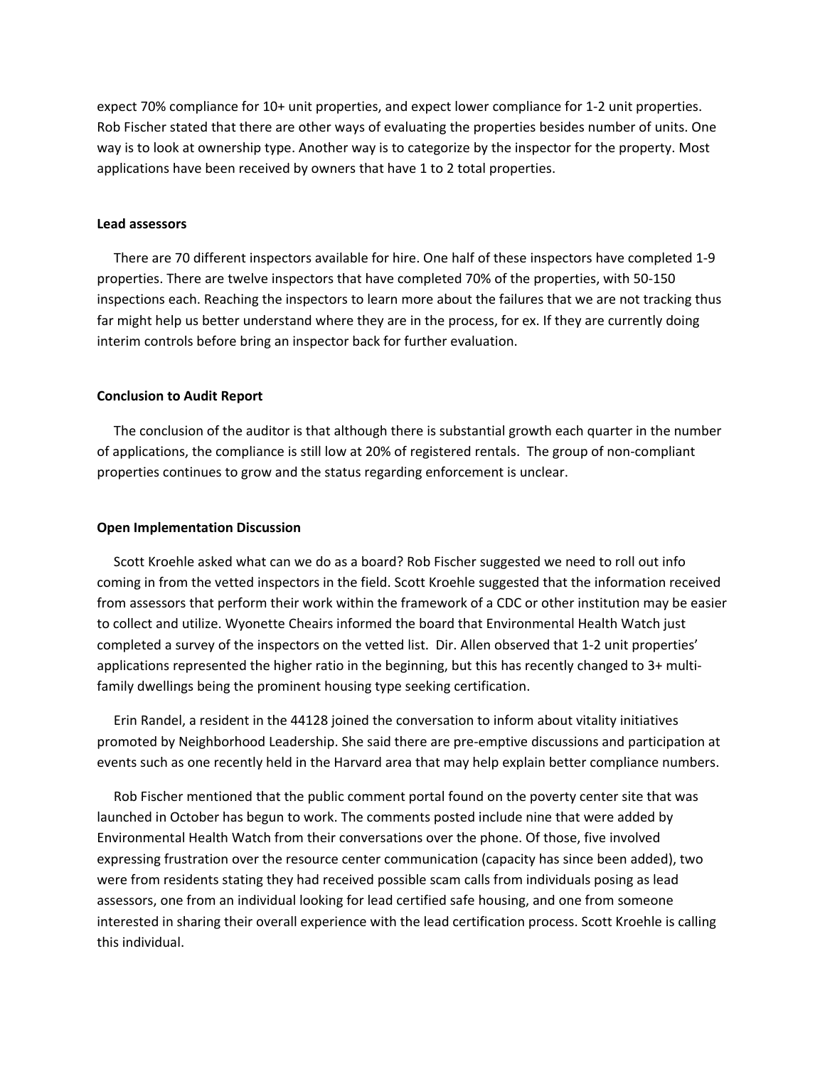expect 70% compliance for 10+ unit properties, and expect lower compliance for 1-2 unit properties. Rob Fischer stated that there are other ways of evaluating the properties besides number of units. One way is to look at ownership type. Another way is to categorize by the inspector for the property. Most applications have been received by owners that have 1 to 2 total properties.

**Lead assessors**

There are 70 different inspectors available for hire. One half of these inspectors have completed 1-9 properties. There are twelve inspectors that have completed 70% of the properties, with 50-150 inspections each. Reaching the inspectors to learn more about the failures that we are not tracking thus far might help us better understand where they are in the process, for ex. If they are currently doing interim controls before bring an inspector back for further evaluation.

**Conclusion to Audit Report**

The conclusion of the auditor is that although there is substantial growth each quarter in the number of applications, the compliance is still low at 20% of registered rentals. The group of non-compliant properties continues to grow and the status regarding enforcement is unclear.

**Open Implementation Discussion**

Scott Kroehle asked what can we do as a board? Rob Fischer suggested we need to roll out info coming in from the vetted inspectors in the field. Scott Kroehle suggested that the information received from assessors that perform their work within the framework of a CDC or other institution may be easier to collect and utilize. Wyonette Cheairs informed the board that Environmental Health Watch just completed a survey of the inspectors on the vetted list. Dir. Allen observed that 1-2 unit properties' applications represented the higher ratio in the beginning, but this has recently changed to 3+ multi-family dwellings being the prominent housing type seeking certification.

Erin Randel, a resident in the 44128 joined the conversation to inform about vitality initiatives promoted by Neighborhood Leadership. She said there are pre-emptive discussions and participation at events such as one recently held in the Harvard area that may help explain better compliance numbers.

Rob Fischer mentioned that the public comment portal found on the poverty center site that was launched in October has begun to work. The comments posted include nine that were added by Environmental Health Watch from their conversations over the phone. Of those, five involved expressing frustration over the resource center communication (capacity has since been added), two were from residents stating they had received possible scam calls from individuals posing as lead assessors, one from an individual looking for lead certified safe housing, and one from someone interested in sharing their overall experience with the lead certification process. Scott Kroehle is calling this individual.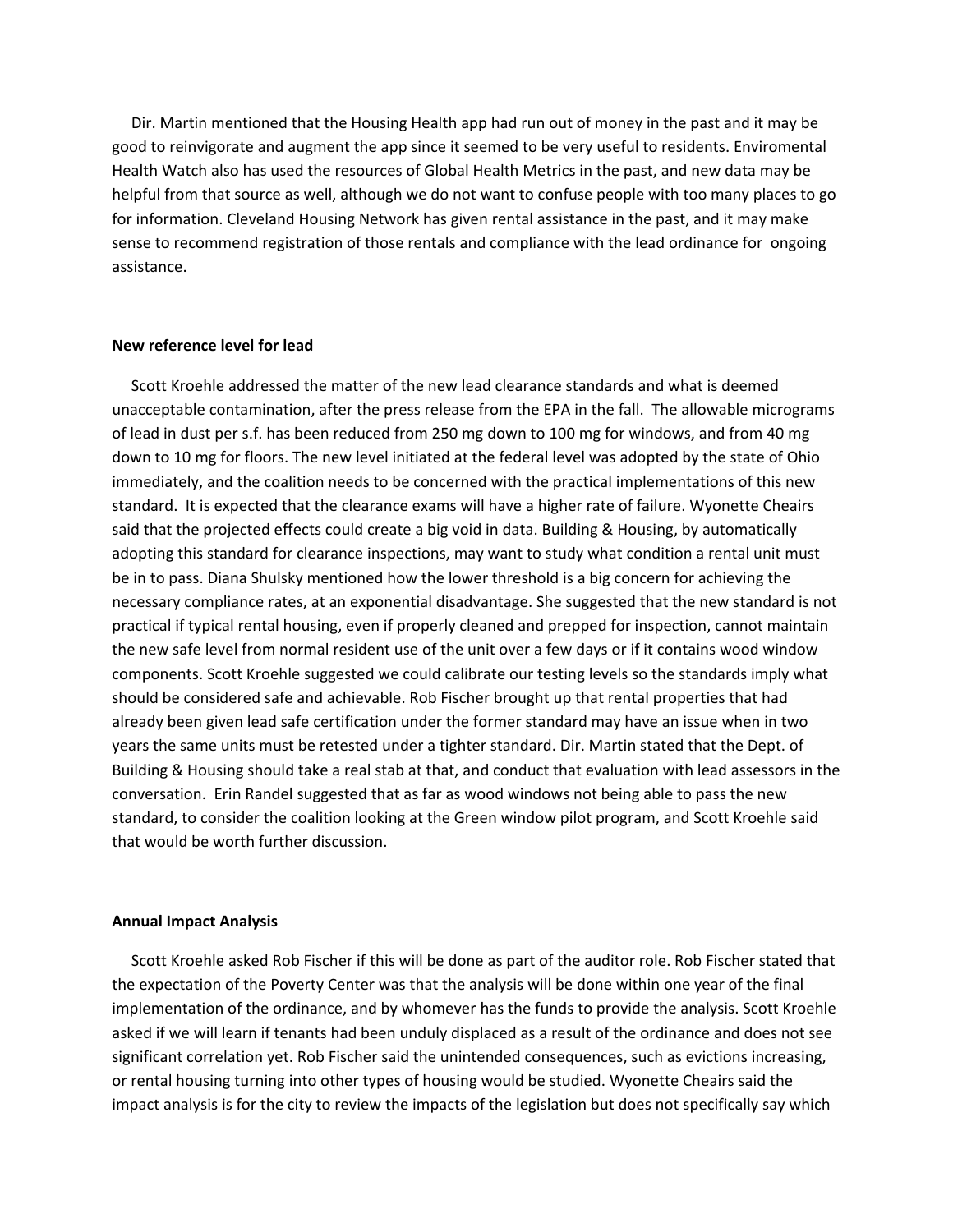Dir. Martin mentioned that the Housing Health app had run out of money in the past and it may be good to reinvigorate and augment the app since it seemed to be very useful to residents. Enviromental Health Watch also has used the resources of Global Health Metrics in the past, and new data may be helpful from that source as well, although we do not want to confuse people with too many places to go for information. Cleveland Housing Network has given rental assistance in the past, and it may make sense to recommend registration of those rentals and compliance with the lead ordinance for ongoing assistance.

**New reference level for lead**

Scott Kroehle addressed the matter of the new lead clearance standards and what is deemed unacceptable contamination, after the press release from the EPA in the fall. The allowable micrograms of lead in dust per s.f. has been reduced from 250 mg down to 100 mg for windows, and from 40 mg down to 10 mg for floors. The new level initiated at the federal level was adopted by the state of Ohio immediately, and the coalition needs to be concerned with the practical implementations of this new standard. It is expected that the clearance exams will have a higher rate of failure. Wyonette Cheairs said that the projected effects could create a big void in data. Building & Housing, by automatically adopting this standard for clearance inspections, may want to study what condition a rental unit must be in to pass. Diana Shulsky mentioned how the lower threshold is a big concern for achieving the necessary compliance rates, at an exponential disadvantage. She suggested that the new standard is not practical if typical rental housing, even if properly cleaned and prepped for inspection, cannot maintain the new safe level from normal resident use of the unit over a few days or if it contains wood window components. Scott Kroehle suggested we could calibrate our testing levels so the standards imply what should be considered safe and achievable. Rob Fischer brought up that rental properties that had already been given lead safe certification under the former standard may have an issue when in two years the same units must be retested under a tighter standard. Dir. Martin stated that the Dept. of Building & Housing should take a real stab at that, and conduct that evaluation with lead assessors in the conversation. Erin Randel suggested that as far as wood windows not being able to pass the new standard, to consider the coalition looking at the Green window pilot program, and Scott Kroehle said that would be worth further discussion.

**Annual Impact Analysis**

Scott Kroehle asked Rob Fischer if this will be done as part of the auditor role. Rob Fischer stated that the expectation of the Poverty Center was that the analysis will be done within one year of the final implementation of the ordinance, and by whomever has the funds to provide the analysis. Scott Kroehle asked if we will learn if tenants had been unduly displaced as a result of the ordinance and does not see significant correlation yet. Rob Fischer said the unintended consequences, such as evictions increasing, or rental housing turning into other types of housing would be studied. Wyonette Cheairs said the impact analysis is for the city to review the impacts of the legislation but does not specifically say which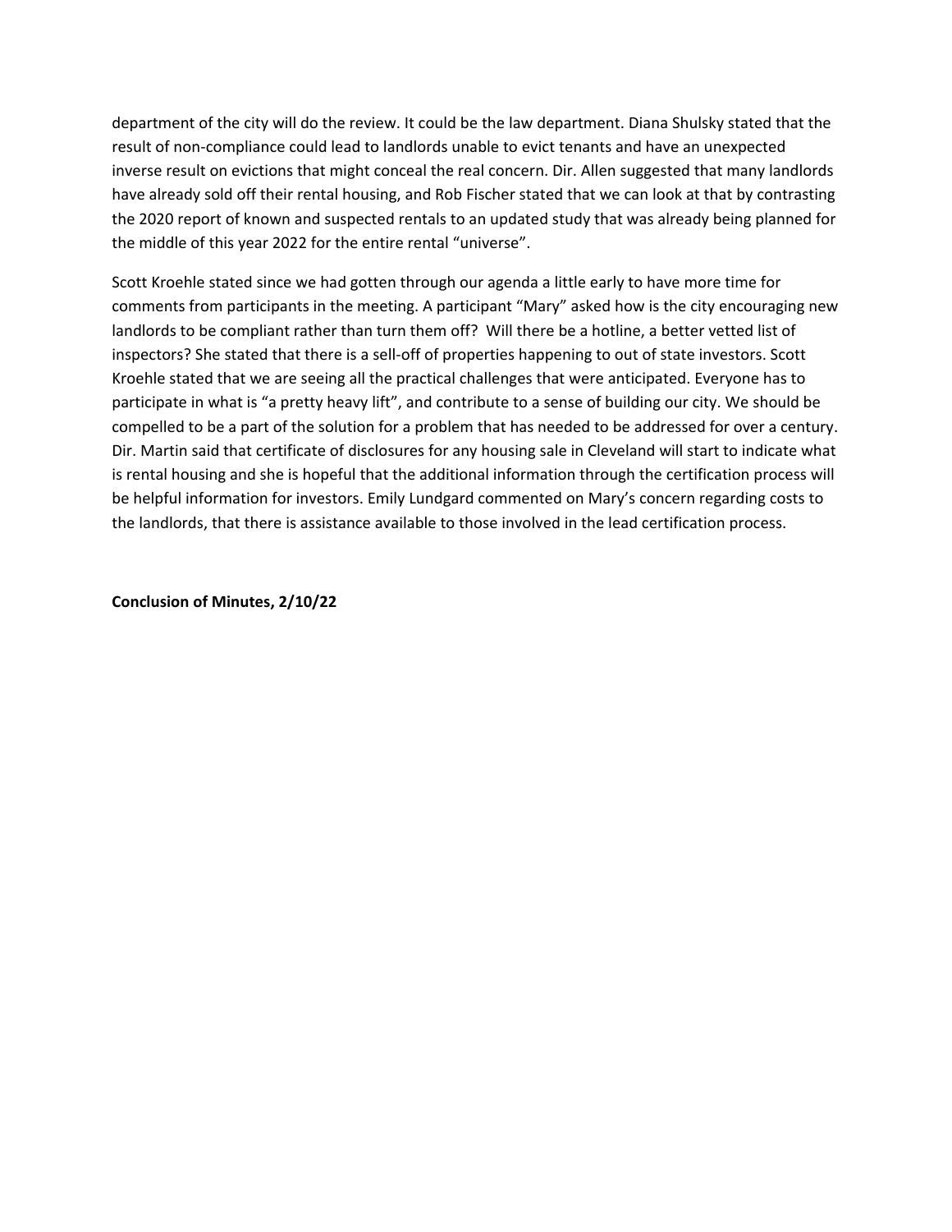department of the city will do the review. It could be the law department. Diana Shulsky stated that the result of non-compliance could lead to landlords unable to evict tenants and have an unexpected inverse result on evictions that might conceal the real concern. Dir. Allen suggested that many landlords have already sold off their rental housing, and Rob Fischer stated that we can look at that by contrasting the 2020 report of known and suspected rentals to an updated study that was already being planned for the middle of this year 2022 for the entire rental "universe".

Scott Kroehle stated since we had gotten through our agenda a little early to have more time for comments from participants in the meeting. A participant "Mary" asked how is the city encouraging new landlords to be compliant rather than turn them off? Will there be a hotline, a better vetted list of inspectors? She stated that there is a sell-off of properties happening to out of state investors. Scott Kroehle stated that we are seeing all the practical challenges that were anticipated. Everyone has to participate in what is "a pretty heavy lift", and contribute to a sense of building our city. We should be compelled to be a part of the solution for a problem that has needed to be addressed for over a century. Dir. Martin said that certificate of disclosures for any housing sale in Cleveland will start to indicate what is rental housing and she is hopeful that the additional information through the certification process will be helpful information for investors. Emily Lundgard commented on Mary's concern regarding costs to the landlords, that there is assistance available to those involved in the lead certification process.

**Conclusion of Minutes, 2/10/22**